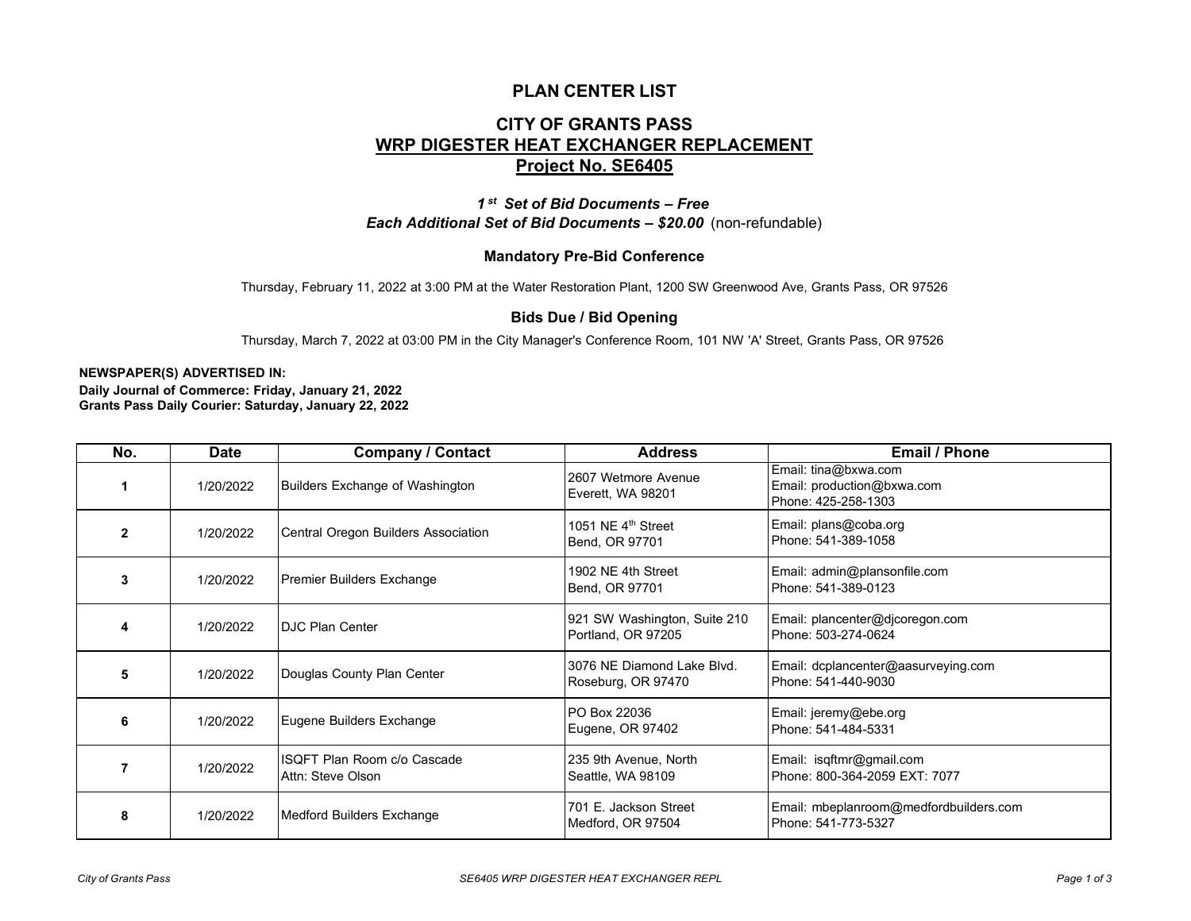# PLAN CENTER LIST

## CITY OF GRANTS PASS

## WRP DIGESTER HEAT EXCHANGER REPLACEMENT

## Project No. SE6405

***1st Set of Bid Documents – Free***

***Each Additional Set of Bid Documents – $20.00*** (non-refundable)

### Mandatory Pre-Bid Conference

Thursday, February 11, 2022 at 3:00 PM at the Water Restoration Plant, 1200 SW Greenwood Ave, Grants Pass, OR 97526

### Bids Due / Bid Opening

Thursday, March 7, 2022 at 03:00 PM in the City Manager's Conference Room, 101 NW 'A' Street, Grants Pass, OR 97526

**NEWSPAPER(S) ADVERTISED IN:**

**Daily Journal of Commerce: Friday, January 21, 2022**
**Grants Pass Daily Courier: Saturday, January 22, 2022**

| No. | Date | Company / Contact | Address | Email / Phone |
|---|---|---|---|---|
| 1 | 1/20/2022 | Builders Exchange of Washington | 2607 Wetmore Avenue<br>Everett, WA 98201 | Email: tina@bxwa.com<br>Email: production@bxwa.com<br>Phone: 425-258-1303 |
| 2 | 1/20/2022 | Central Oregon Builders Association | 1051 NE 4th Street<br>Bend, OR 97701 | Email: plans@coba.org<br>Phone: 541-389-1058 |
| 3 | 1/20/2022 | Premier Builders Exchange | 1902 NE 4th Street<br>Bend, OR 97701 | Email: admin@plansonfile.com<br>Phone: 541-389-0123 |
| 4 | 1/20/2022 | DJC Plan Center | 921 SW Washington, Suite 210<br>Portland, OR 97205 | Email: plancenter@djcoregon.com<br>Phone: 503-274-0624 |
| 5 | 1/20/2022 | Douglas County Plan Center | 3076 NE Diamond Lake Blvd.<br>Roseburg, OR 97470 | Email: dcplancenter@aasurveying.com<br>Phone: 541-440-9030 |
| 6 | 1/20/2022 | Eugene Builders Exchange | PO Box 22036<br>Eugene, OR 97402 | Email: jeremy@ebe.org<br>Phone: 541-484-5331 |
| 7 | 1/20/2022 | ISQFT Plan Room c/o Cascade<br>Attn: Steve Olson | 235 9th Avenue, North<br>Seattle, WA 98109 | Email: isqftmr@gmail.com<br>Phone: 800-364-2059 EXT: 7077 |
| 8 | 1/20/2022 | Medford Builders Exchange | 701 E. Jackson Street<br>Medford, OR 97504 | Email: mbeplanroom@medfordbuilders.com<br>Phone: 541-773-5327 |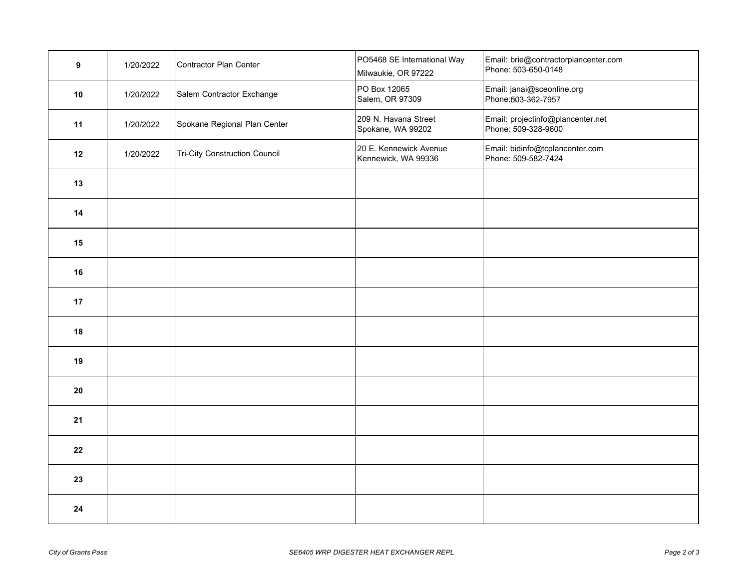| | | | | |
|---|---|---|---|---|
| **9** | 1/20/2022 | Contractor Plan Center | PO5468 SE International Way<br>Milwaukie, OR 97222 | Email: brie@contractorplancenter.com<br>Phone: 503-650-0148 |
| **10** | 1/20/2022 | Salem Contractor Exchange | PO Box 12065<br>Salem, OR 97309 | Email: janai@sceonline.org<br>Phone:503-362-7957 |
| **11** | 1/20/2022 | Spokane Regional Plan Center | 209 N. Havana Street<br>Spokane, WA 99202 | Email: projectinfo@plancenter.net<br>Phone: 509-328-9600 |
| **12** | 1/20/2022 | Tri-City Construction Council | 20 E. Kennewick Avenue<br>Kennewick, WA 99336 | Email: bidinfo@tcplancenter.com<br>Phone: 509-582-7424 |
| **13** | | | | |
| **14** | | | | |
| **15** | | | | |
| **16** | | | | |
| **17** | | | | |
| **18** | | | | |
| **19** | | | | |
| **20** | | | | |
| **21** | | | | |
| **22** | | | | |
| **23** | | | | |
| **24** | | | | |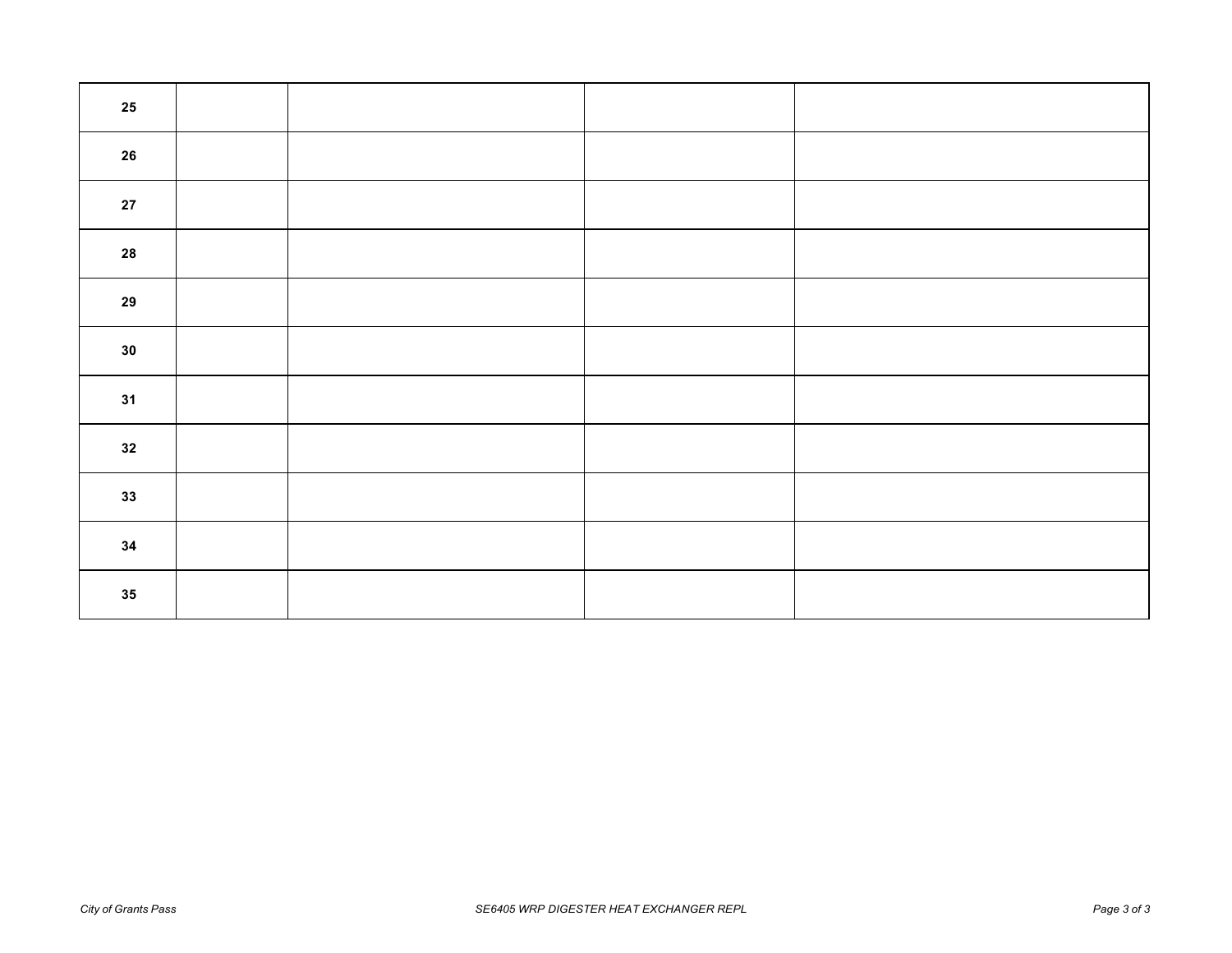| | | | | |
|---|---|---|---|---|
| **25** | | | | |
| **26** | | | | |
| **27** | | | | |
| **28** | | | | |
| **29** | | | | |
| **30** | | | | |
| **31** | | | | |
| **32** | | | | |
| **33** | | | | |
| **34** | | | | |
| **35** | | | | |